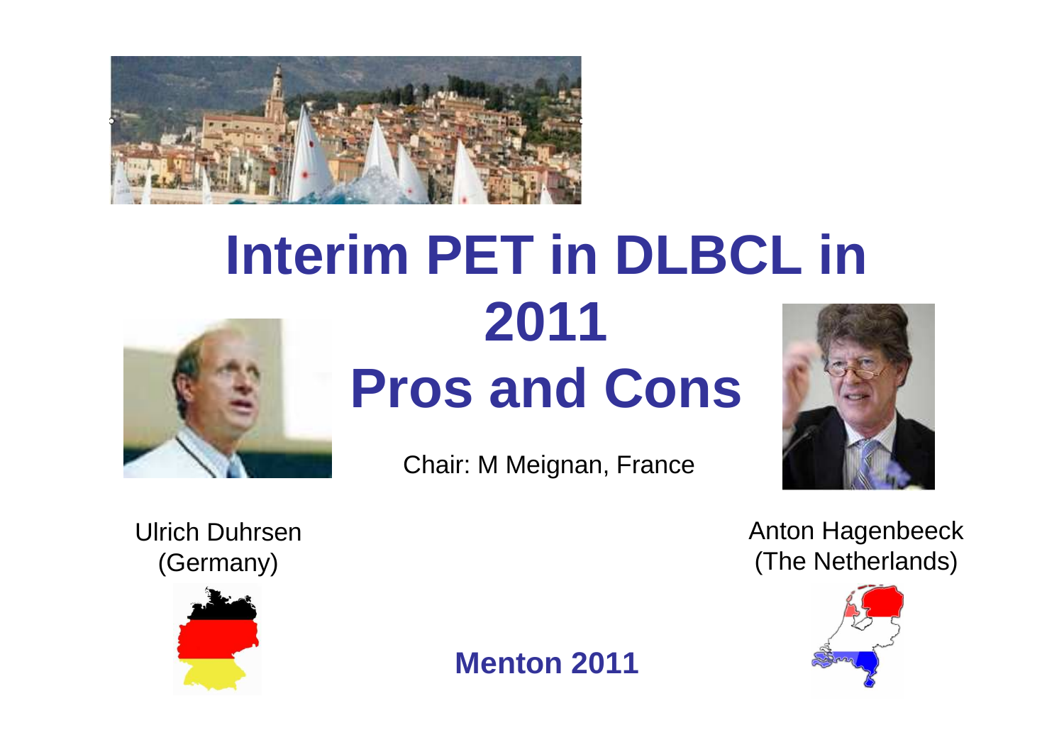# Interim PET in DLBCL in 2011
# Pros and Cons

Chair: M Meignan, France

Ulrich Duhrsen
(Germany)

Anton Hagenbeeck
(The Netherlands)

**Menton 2011**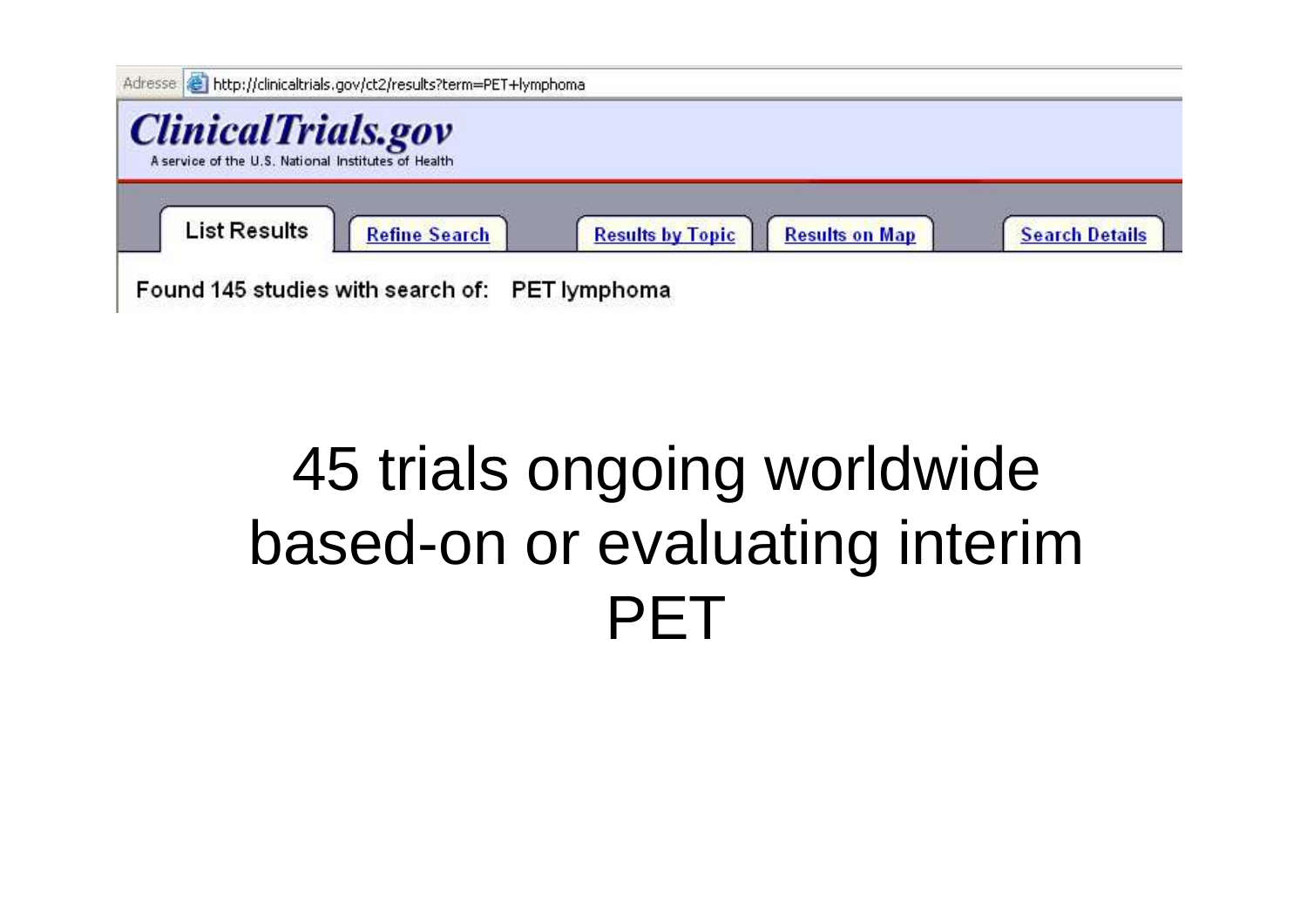Adresse http://clinicaltrials.gov/ct2/results?term=PET+lymphoma

**ClinicalTrials.gov**

A service of the U.S. National Institutes of Health

List Results | Refine Search | Results by Topic | Results on Map | Search Details

Found 145 studies with search of: PET lymphoma

# 45 trials ongoing worldwide based-on or evaluating interim PET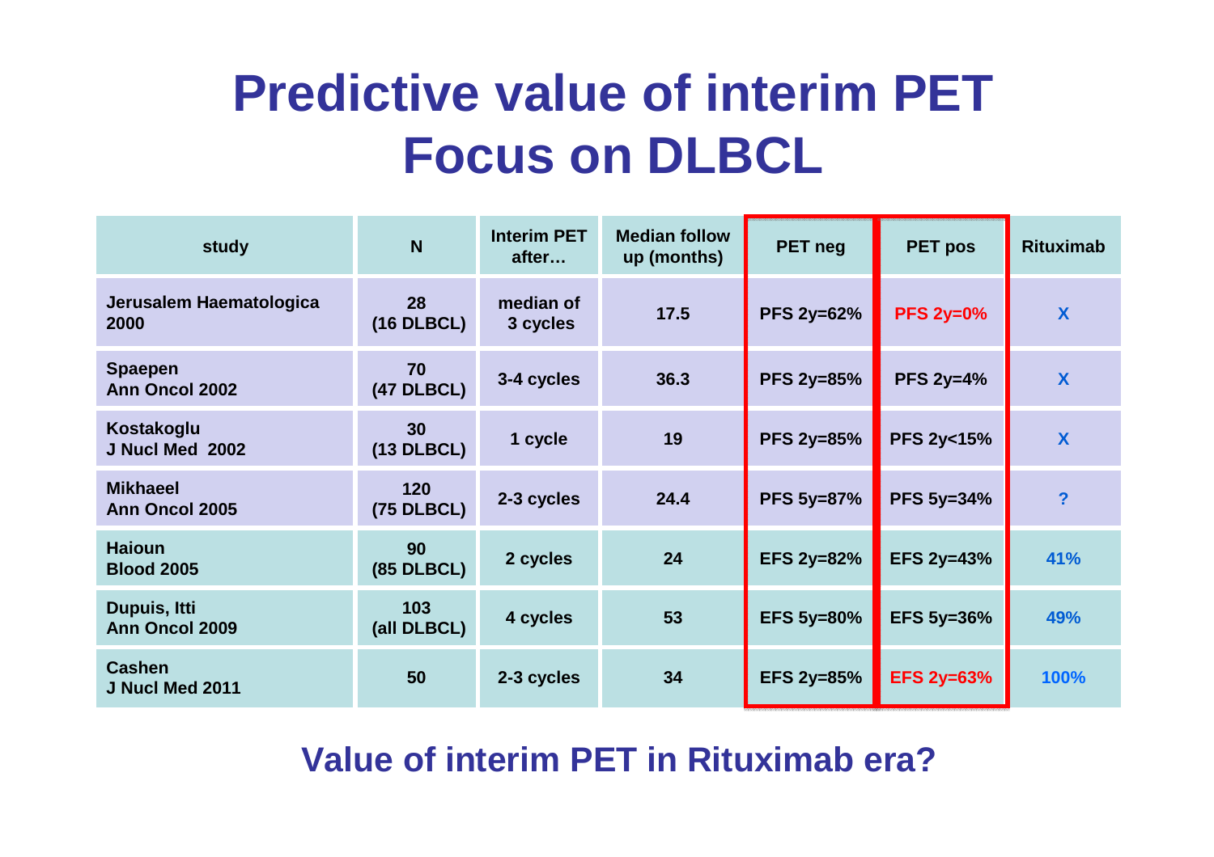# Predictive value of interim PET Focus on DLBCL

| study | N | Interim PET after… | Median follow up (months) | PET neg | PET pos | Rituximab |
|---|---|---|---|---|---|---|
| Jerusalem Haematologica 2000 | 28 (16 DLBCL) | median of 3 cycles | 17.5 | PFS 2y=62% | PFS 2y=0% | X |
| Spaepen Ann Oncol 2002 | 70 (47 DLBCL) | 3-4 cycles | 36.3 | PFS 2y=85% | PFS 2y=4% | X |
| Kostakoglu J Nucl Med 2002 | 30 (13 DLBCL) | 1 cycle | 19 | PFS 2y=85% | PFS 2y<15% | X |
| Mikhaeel Ann Oncol 2005 | 120 (75 DLBCL) | 2-3 cycles | 24.4 | PFS 5y=87% | PFS 5y=34% | ? |
| Haioun Blood 2005 | 90 (85 DLBCL) | 2 cycles | 24 | EFS 2y=82% | EFS 2y=43% | 41% |
| Dupuis, Itti Ann Oncol 2009 | 103 (all DLBCL) | 4 cycles | 53 | EFS 5y=80% | EFS 5y=36% | 49% |
| Cashen J Nucl Med 2011 | 50 | 2-3 cycles | 34 | EFS 2y=85% | EFS 2y=63% | 100% |

**Value of interim PET in Rituximab era?**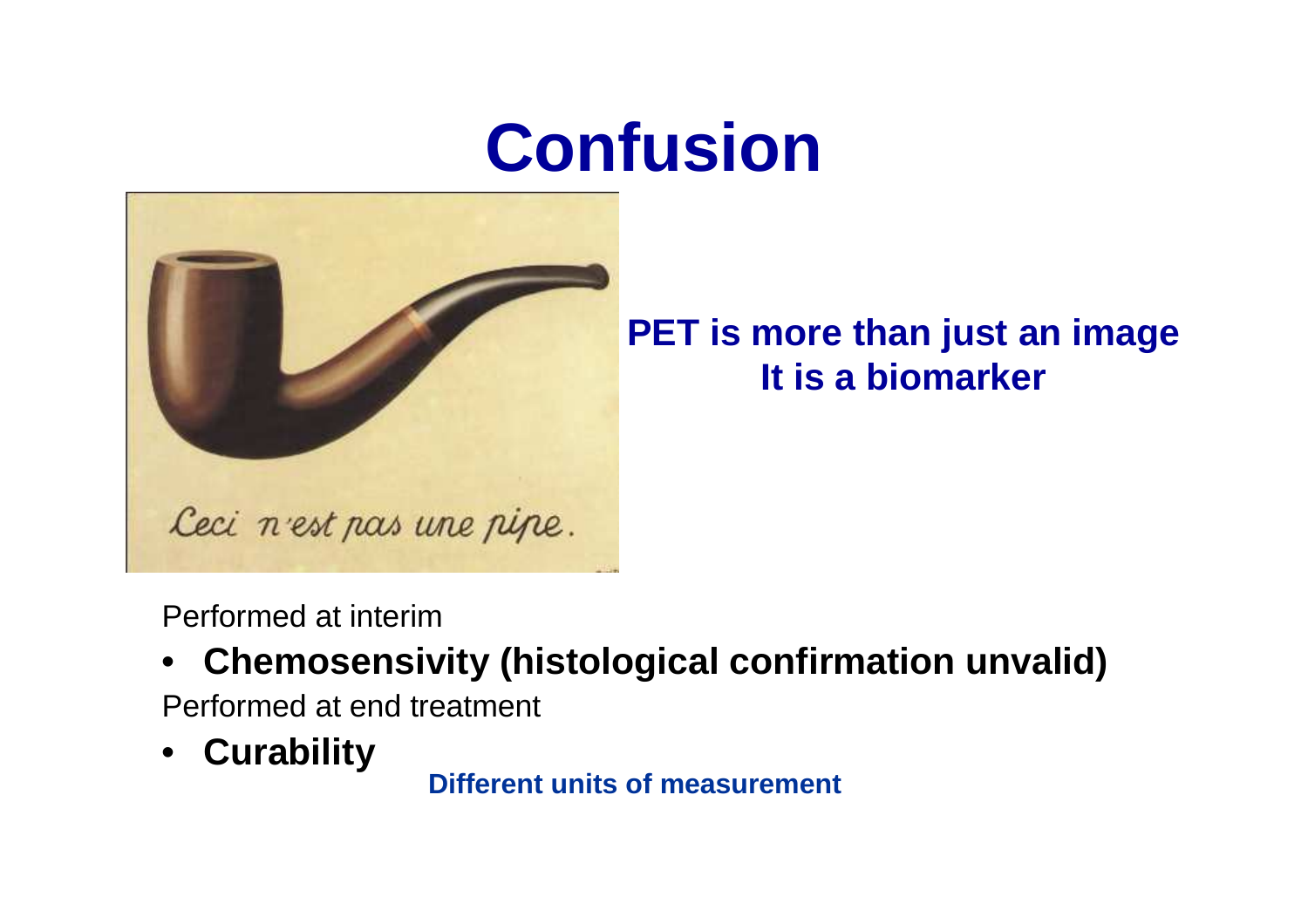# Confusion

**PET is more than just an image**
**It is a biomarker**

Performed at interim

- **Chemosensivity (histological confirmation unvalid)**

Performed at end treatment

- **Curability**

**Different units of measurement**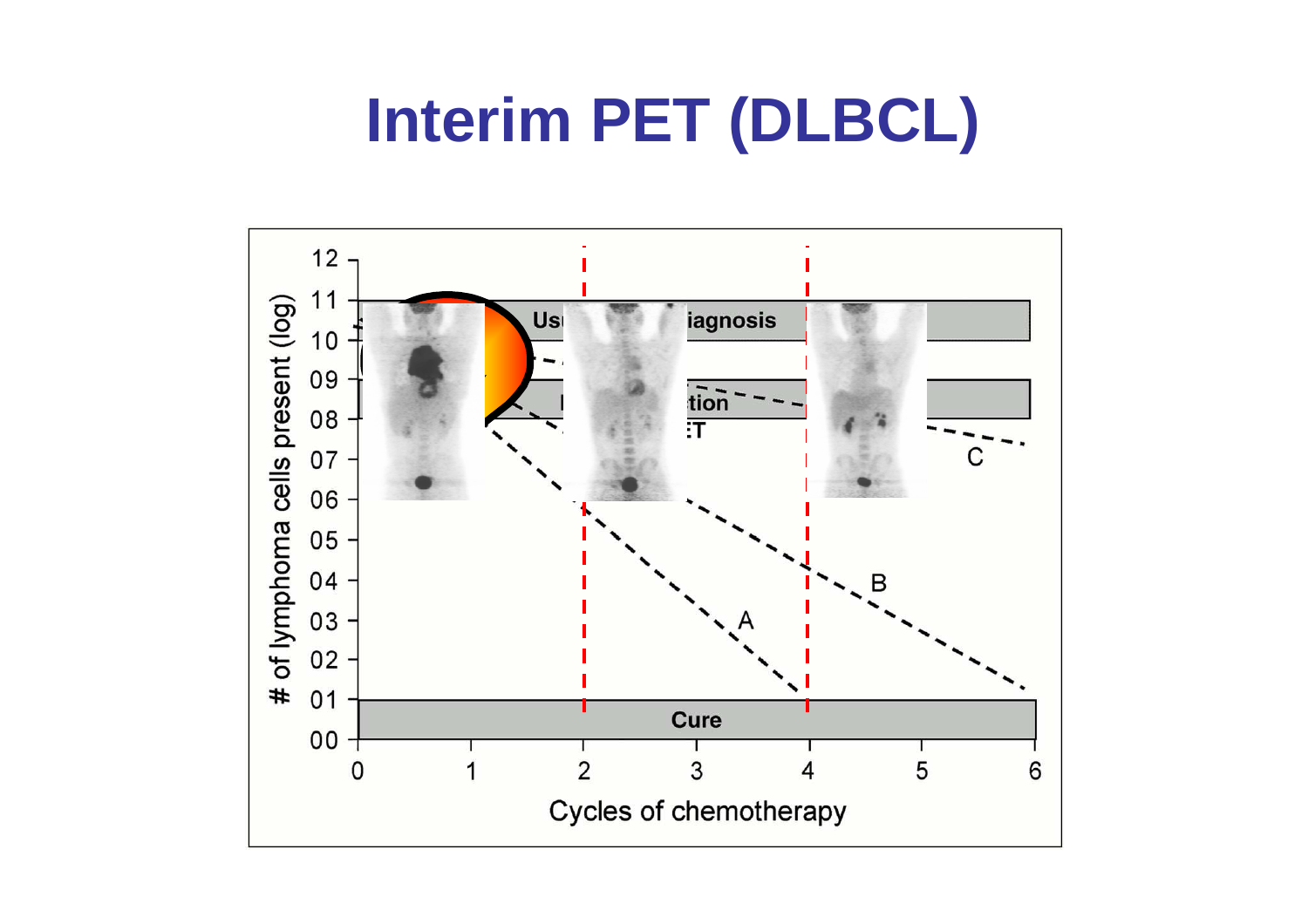# Interim PET (DLBCL)

| # of lymphoma cells present (log) |
|---|
| 12 |
| 11 |
| 10 |
| 09 |
| 08 |
| 07 |
| 06 |
| 05 |
| 04 |
| 03 |
| 02 |
| 01 |
| 00 |

Us... iagnosis

...tion

...ET

C

B

A

Cure

0 1 2 3 4 5 6

Cycles of chemotherapy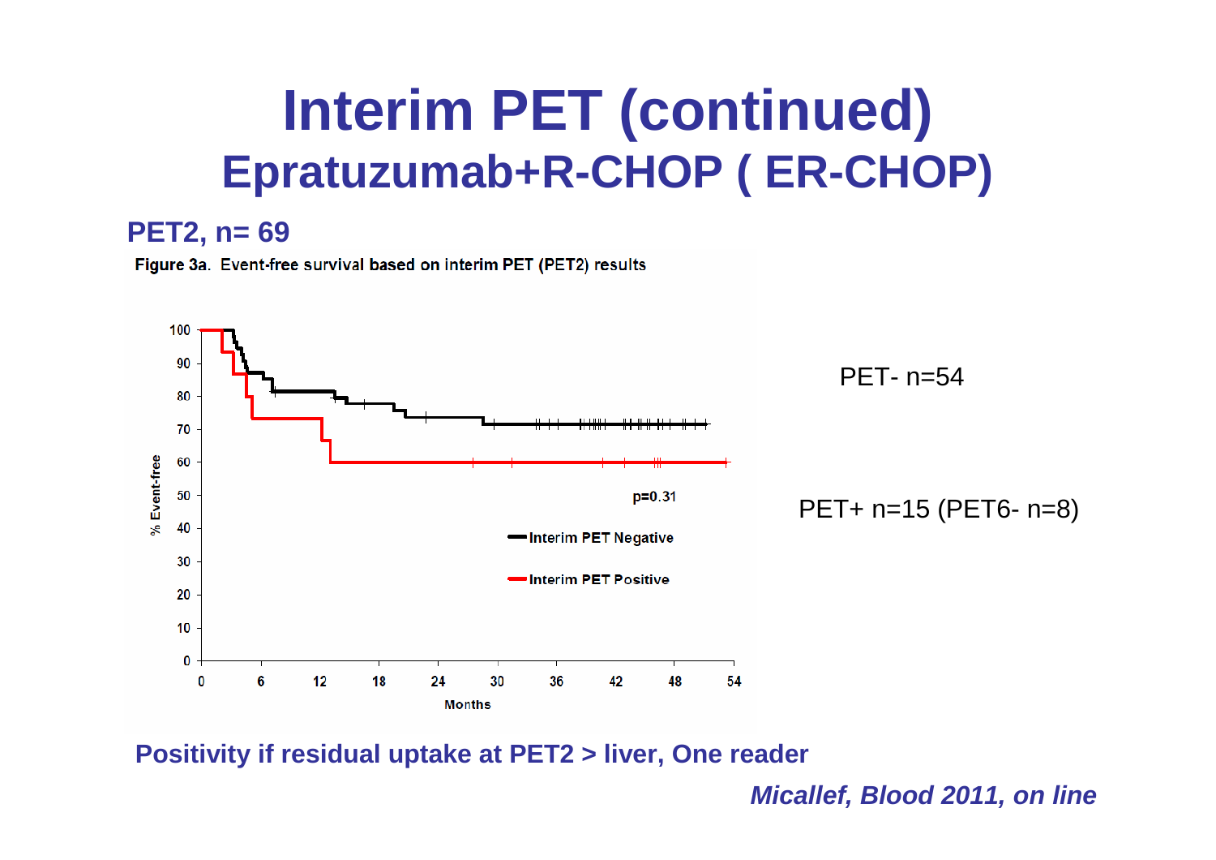# Interim PET (continued)
## Epratuzumab+R-CHOP ( ER-CHOP)

**PET2, n= 69**

**Figure 3a.** Event-free survival based on interim PET (PET2) results

p=0.31

Interim PET Negative

Interim PET Positive

% Event-free

Months

PET- n=54

PET+ n=15 (PET6- n=8)

**Positivity if residual uptake at PET2 > liver, One reader**

***Micallef, Blood 2011, on line***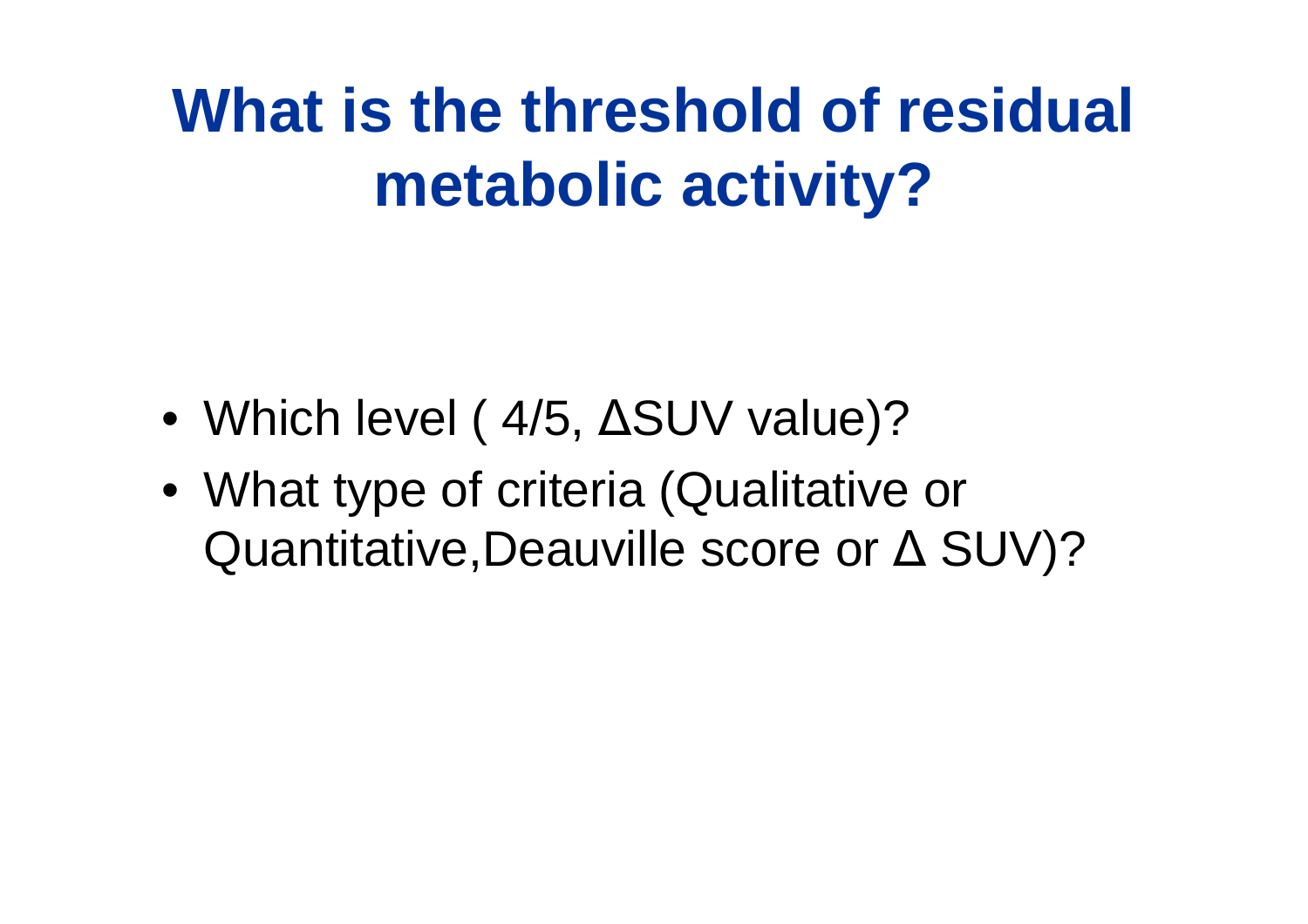# What is the threshold of residual metabolic activity?

- Which level ( 4/5, ΔSUV value)?
- What type of criteria (Qualitative or Quantitative,Deauville score or Δ SUV)?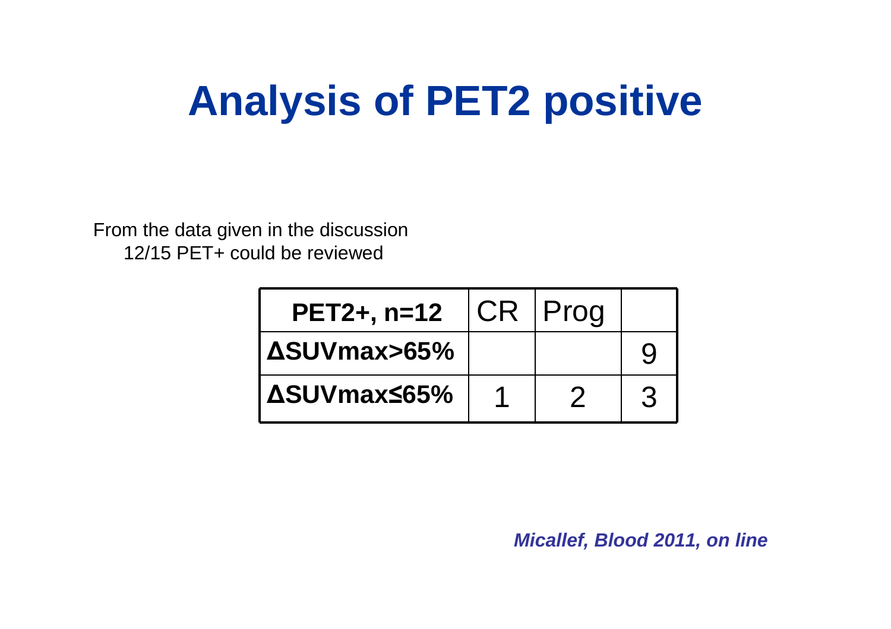# Analysis of PET2 positive

From the data given in the discussion
12/15 PET+ could be reviewed

| PET2+, n=12 | CR | Prog | |
|---|---|---|---|
| ΔSUVmax>65% | | | 9 |
| ΔSUVmax≤65% | 1 | 2 | 3 |

*Micallef, Blood 2011, on line*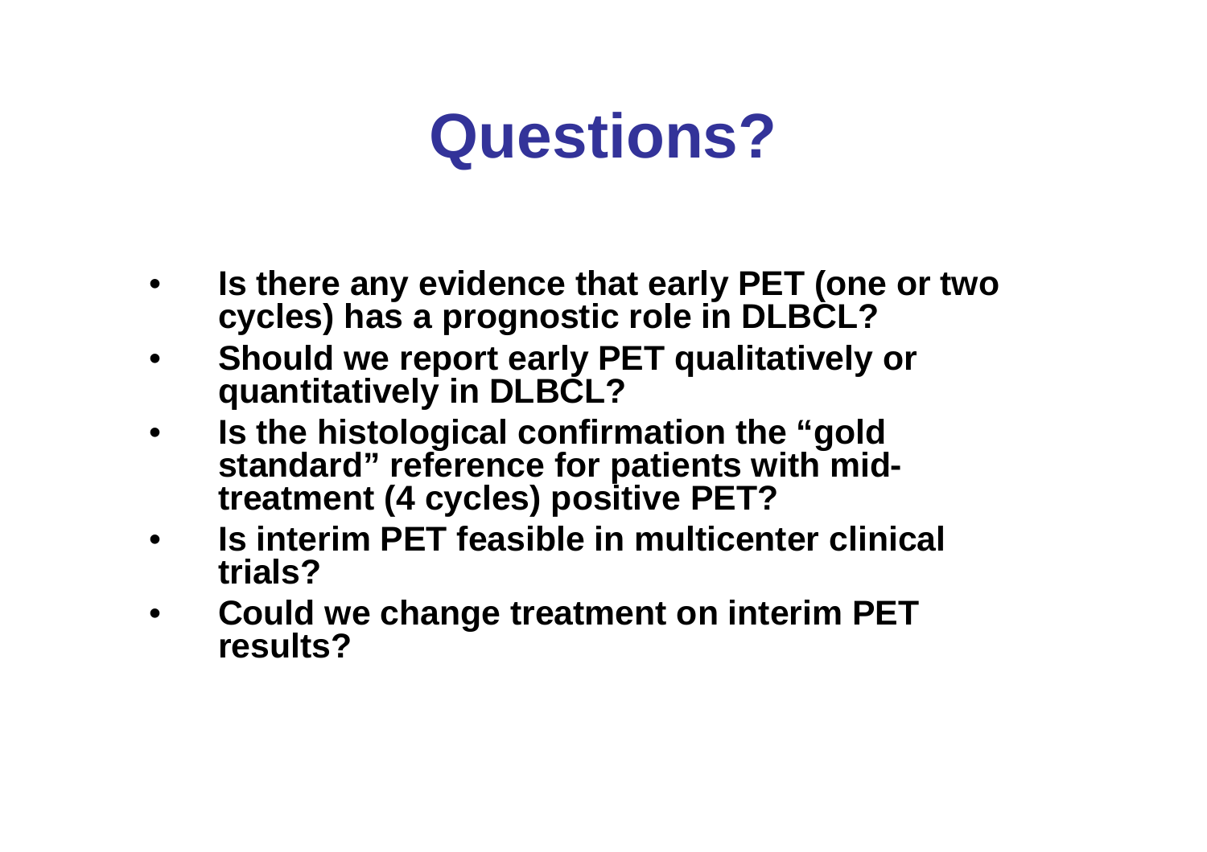# Questions?

- **Is there any evidence that early PET (one or two cycles) has a prognostic role in DLBCL?**
- **Should we report early PET qualitatively or quantitatively in DLBCL?**
- **Is the histological confirmation the “gold standard” reference for patients with mid-treatment (4 cycles) positive PET?**
- **Is interim PET feasible in multicenter clinical trials?**
- **Could we change treatment on interim PET results?**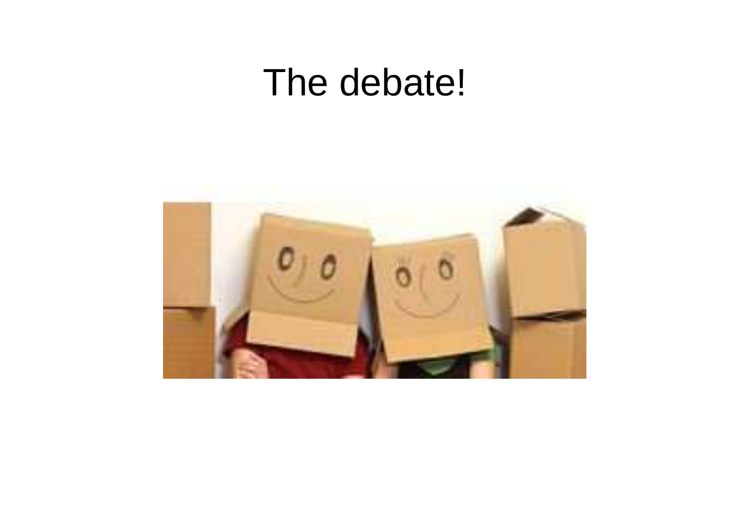# The debate!